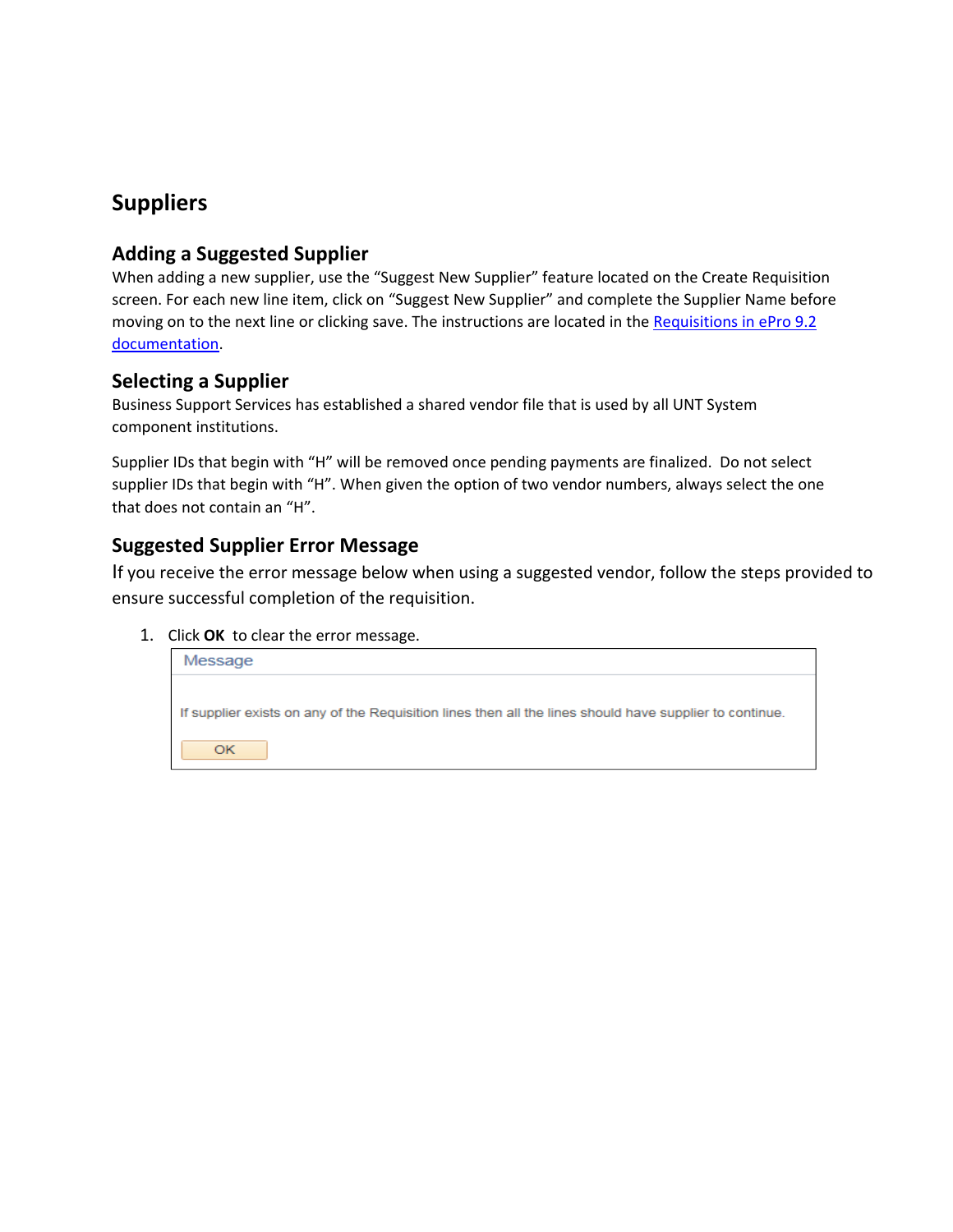## Suppliers

### Adding a Suggested Supplier

When adding a new supplier, use the "Suggest New Supplier" feature located on the Create Requisition screen. For each new line item, click on "Suggest New Supplier" and complete the Supplier Name before moving on to the next line or clicking save. The instructions are located in the [Requisitions in ePro 9.2 documentation]().

### Selecting a Supplier

Business Support Services has established a shared vendor file that is used by all UNT System component institutions.

Supplier IDs that begin with "H" will be removed once pending payments are finalized. Do not select supplier IDs that begin with "H". When given the option of two vendor numbers, always select the one that does not contain an "H".

### Suggested Supplier Error Message

If you receive the error message below when using a suggested vendor, follow the steps provided to ensure successful completion of the requisition.

1. Click **OK** to clear the error message.

   > **Message**
   >
   > If supplier exists on any of the Requisition lines then all the lines should have supplier to continue.
   >
   > [OK]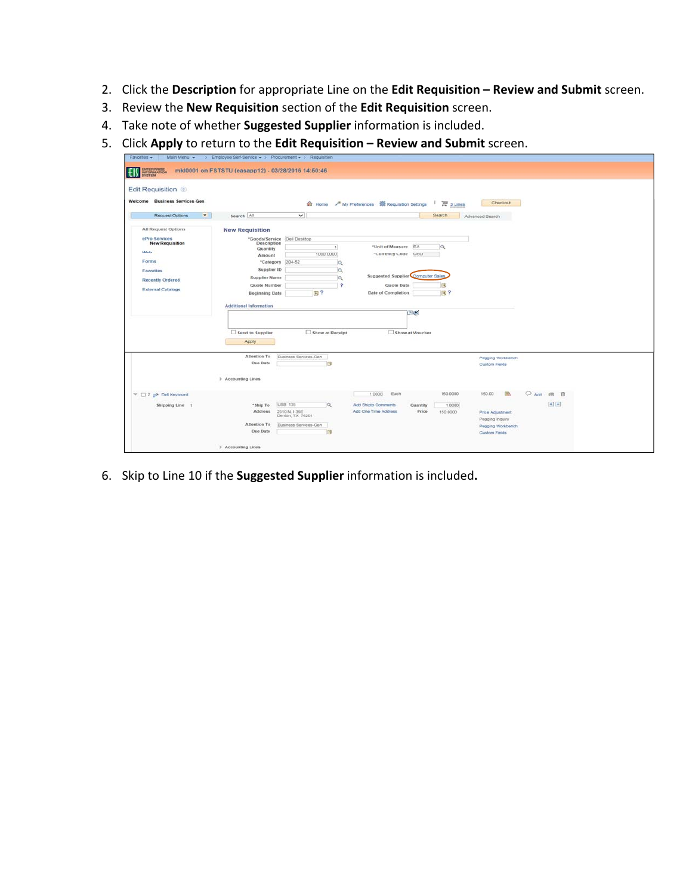2. Click the **Description** for appropriate Line on the **Edit Requisition – Review and Submit** screen.
3. Review the **New Requisition** section of the **Edit Requisition** screen.
4. Take note of whether **Suggested Supplier** information is included.
5. Click **Apply** to return to the **Edit Requisition – Review and Submit** screen.

6. Skip to Line 10 if the **Suggested Supplier** information is included**.**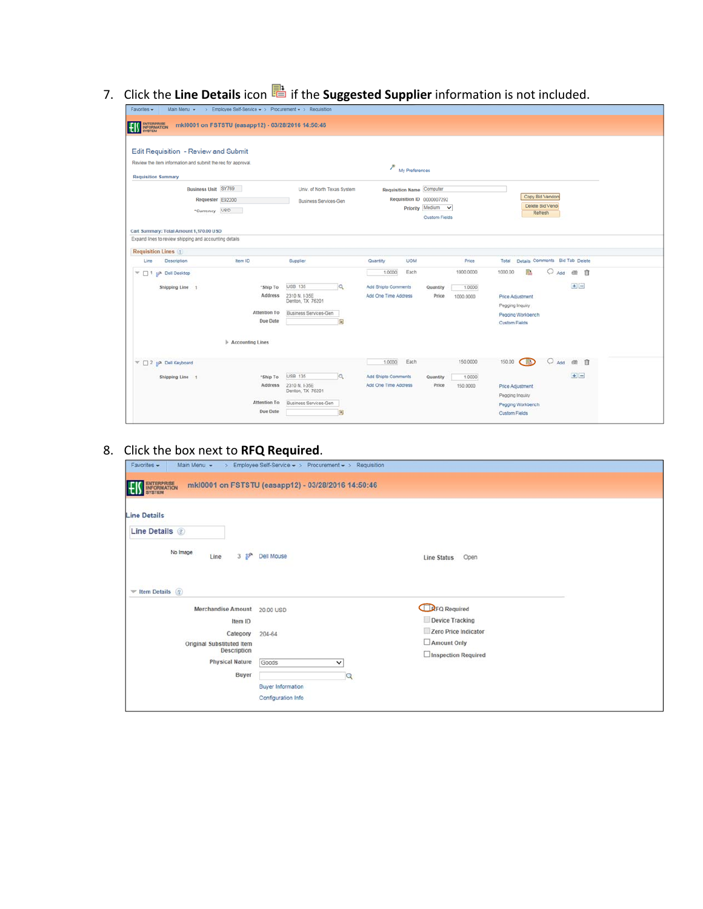7. Click the **Line Details** icon if the **Suggested Supplier** information is not included.

8. Click the box next to **RFQ Required**.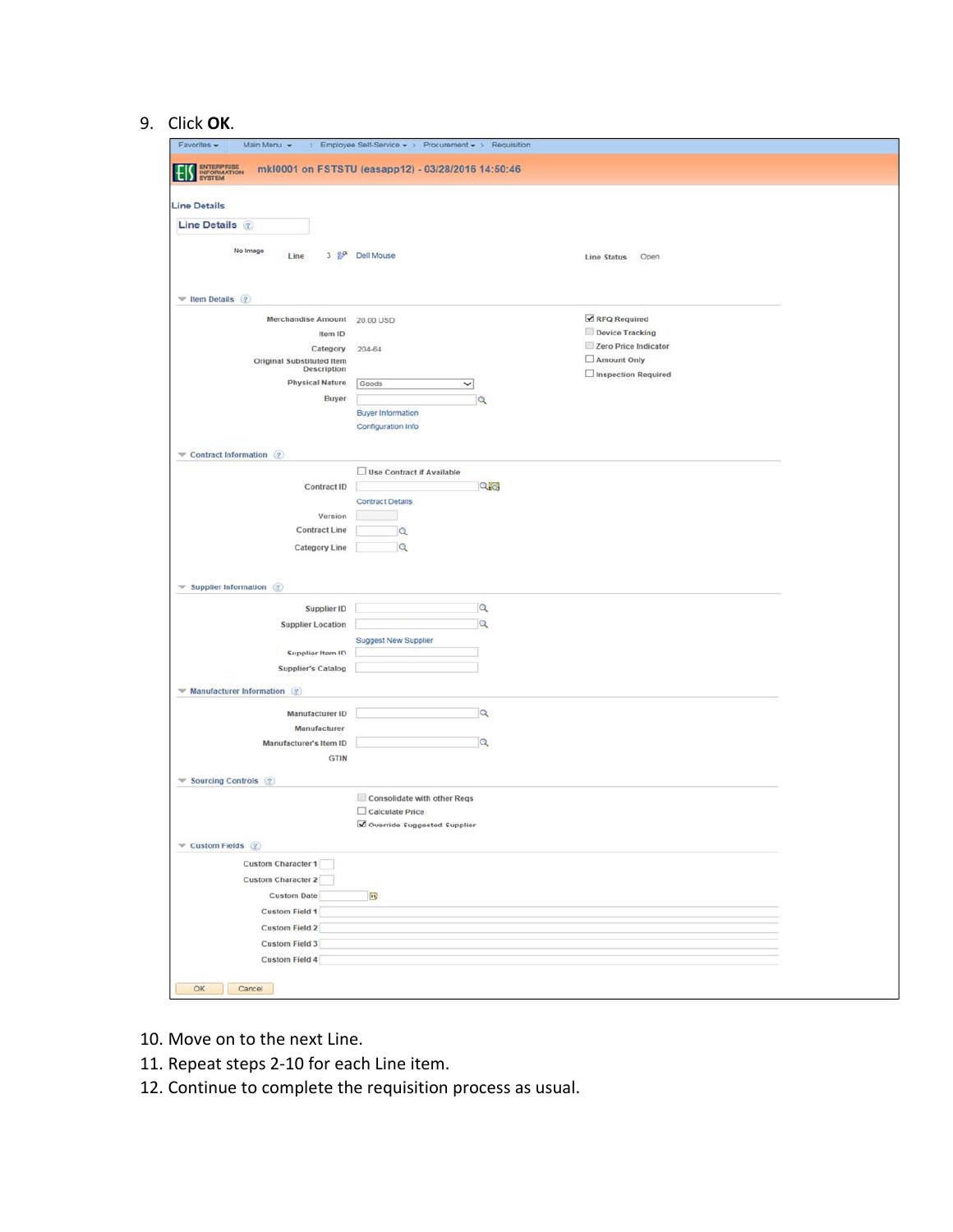9. Click **OK**.

Favorites ▾ Main Menu ▾ > Employee Self-Service ▾ > Procurement ▾ > Requisition

ENTERPRISE INFORMATION SYSTEM mkl0001 on FSTSTU (easapp12) - 03/28/2016 14:50:46

Line Details

Line Details

No Image

Line 3 Dell Mouse

Line Status Open

Item Details

Merchandise Amount 20.00 USD

Item ID

Category 204-64

Original Substituted Item Description

Physical Nature Goods

Buyer

Buyer Information

Configuration Info

☑ RFQ Required

☐ Device Tracking

☐ Zero Price Indicator

☐ Amount Only

☐ Inspection Required

Contract Information

☐ Use Contract if Available

Contract ID

Contract Details

Version

Contract Line

Category Line

Supplier Information

Supplier ID

Supplier Location

Suggest New Supplier

Supplier Item ID

Supplier's Catalog

Manufacturer Information

Manufacturer ID

Manufacturer

Manufacturer's Item ID

GTIN

Sourcing Controls

☐ Consolidate with other Reqs

☐ Calculate Price

☑ Override Suggested Supplier

Custom Fields

Custom Character 1

Custom Character 2

Custom Date

Custom Field 1

Custom Field 2

Custom Field 3

Custom Field 4

OK Cancel

10. Move on to the next Line.
11. Repeat steps 2-10 for each Line item.
12. Continue to complete the requisition process as usual.